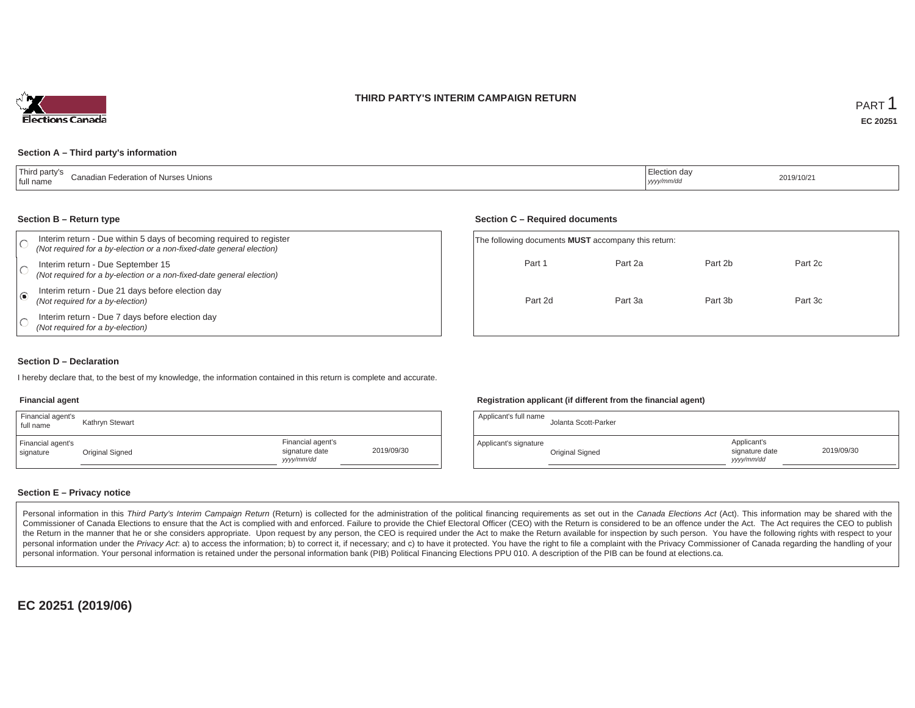# THIRD PARTY'S INTERIM CAMPAIGN RETURN

PART 1

**EC 20251**

## Section A – Third party's information

| Third party's full name | Canadian Federation of Nurses Unions | Election day *yyyy/mm/dd* | 2019/10/21 |
|---|---|---|---|

## Section B – Return type

- ○ Interim return - Due within 5 days of becoming required to register *(Not required for a by-election or a non-fixed-date general election)*
- ○ Interim return - Due September 15 *(Not required for a by-election or a non-fixed-date general election)*
- ◉ Interim return - Due 21 days before election day *(Not required for a by-election)*
- ○ Interim return - Due 7 days before election day *(Not required for a by-election)*

## Section C – Required documents

The following documents **MUST** accompany this return:

| Part 1 | Part 2a | Part 2b | Part 2c |
|---|---|---|---|
| Part 2d | Part 3a | Part 3b | Part 3c |

## Section D – Declaration

I hereby declare that, to the best of my knowledge, the information contained in this return is complete and accurate.

**Financial agent**

| Financial agent's full name | Kathryn Stewart | | |
|---|---|---|---|
| Financial agent's signature | Original Signed | Financial agent's signature date *yyyy/mm/dd* | 2019/09/30 |

**Registration applicant (if different from the financial agent)**

| Applicant's full name | Jolanta Scott-Parker | | |
|---|---|---|---|
| Applicant's signature | Original Signed | Applicant's signature date *yyyy/mm/dd* | 2019/09/30 |

## Section E – Privacy notice

Personal information in this *Third Party's Interim Campaign Return* (Return) is collected for the administration of the political financing requirements as set out in the *Canada Elections Act* (Act). This information may be shared with the Commissioner of Canada Elections to ensure that the Act is complied with and enforced. Failure to provide the Chief Electoral Officer (CEO) with the Return is considered to be an offence under the Act. The Act requires the CEO to publish the Return in the manner that he or she considers appropriate. Upon request by any person, the CEO is required under the Act to make the Return available for inspection by such person. You have the following rights with respect to your personal information under the *Privacy Act*: a) to access the information; b) to correct it, if necessary; and c) to have it protected. You have the right to file a complaint with the Privacy Commissioner of Canada regarding the handling of your personal information. Your personal information is retained under the personal information bank (PIB) Political Financing Elections PPU 010. A description of the PIB can be found at elections.ca.

**EC 20251 (2019/06)**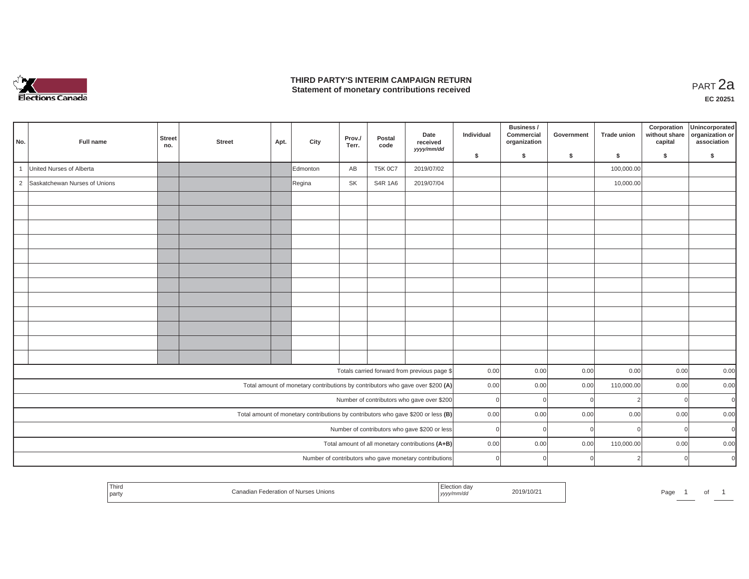# THIRD PARTY'S INTERIM CAMPAIGN RETURN
## Statement of monetary contributions received

PART 2a

**EC 20251**

| No. | Full name | Street no. | Street | Apt. | City | Prov./ Terr. | Postal code | Date received yyyy/mm/dd | Individual $ | Business / Commercial organization $ | Government $ | Trade union $ | Corporation without share capital $ | Unincorporated organization or association $ |
|---|---|---|---|---|---|---|---|---|---|---|---|---|---|---|
| 1 | United Nurses of Alberta | | | | Edmonton | AB | T5K 0C7 | 2019/07/02 | | | | 100,000.00 | | |
| 2 | Saskatchewan Nurses of Unions | | | | Regina | SK | S4R 1A6 | 2019/07/04 | | | | 10,000.00 | | |
| | | | | | | | | | | | | | | |
| | | | | | | | | | | | | | | |
| | | | | | | | | | | | | | | |
| | | | | | | | | | | | | | | |
| | | | | | | | | | | | | | | |
| | | | | | | | | | | | | | | |
| | | | | | | | | | | | | | | |
| | | | | | | | | | | | | | | |
| | | | | | | | | | | | | | | |
| | | | | | | | | | | | | | | |
| | | | | | | | | | | | | | | |
| | | | | | | | | | | | | | | |
| | Totals carried forward from previous page $ | | | | | | | | 0.00 | 0.00 | 0.00 | 0.00 | 0.00 | 0.00 |
| | Total amount of monetary contributions by contributors who gave over $200 **(A)** | | | | | | | | 0.00 | 0.00 | 0.00 | 110,000.00 | 0.00 | 0.00 |
| | Number of contributors who gave over $200 | | | | | | | | 0 | 0 | 0 | 2 | 0 | 0 |
| | Total amount of monetary contributions by contributors who gave $200 or less **(B)** | | | | | | | | 0.00 | 0.00 | 0.00 | 0.00 | 0.00 | 0.00 |
| | Number of contributors who gave $200 or less | | | | | | | | 0 | 0 | 0 | 0 | 0 | 0 |
| | Total amount of all monetary contributions **(A+B)** | | | | | | | | 0.00 | 0.00 | 0.00 | 110,000.00 | 0.00 | 0.00 |
| | Number of contributors who gave monetary contributions | | | | | | | | 0 | 0 | 0 | 2 | 0 | 0 |

| Third party | Canadian Federation of Nurses Unions | Election day yyyy/mm/dd | 2019/10/21 |
|---|---|---|---|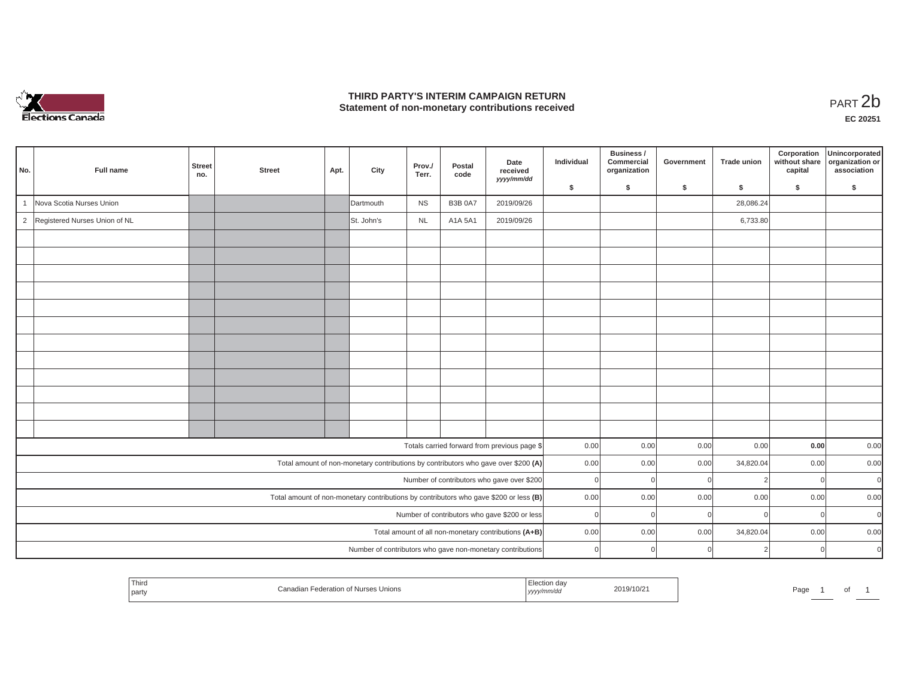# THIRD PARTY'S INTERIM CAMPAIGN RETURN
## Statement of non-monetary contributions received

PART 2b

EC 20251

| No. | Full name | Street no. | Street | Apt. | City | Prov./ Terr. | Postal code | Date received yyyy/mm/dd | Individual $ | Business / Commercial organization $ | Government $ | Trade union $ | Corporation without share capital $ | Unincorporated organization or association $ |
|---|---|---|---|---|---|---|---|---|---|---|---|---|---|---|
| 1 | Nova Scotia Nurses Union | | | | Dartmouth | NS | B3B 0A7 | 2019/09/26 | | | | 28,086.24 | | |
| 2 | Registered Nurses Union of NL | | | | St. John's | NL | A1A 5A1 | 2019/09/26 | | | | 6,733.80 | | |
| | | | | | | | | | | | | | | |
| | | | | | | | | | | | | | | |
| | | | | | | | | | | | | | | |
| | | | | | | | | | | | | | | |
| | | | | | | | | | | | | | | |
| | | | | | | | | | | | | | | |
| | | | | | | | | | | | | | | |
| | | | | | | | | | | | | | | |
| | | | | | | | | | | | | | | |
| | | | | | | | | | | | | | | |
| | | | | | | | | | | | | | | |
| | | | | | | | | | | | | | | |
| | Totals carried forward from previous page $ | | | | | | | | 0.00 | 0.00 | 0.00 | 0.00 | **0.00** | 0.00 |
| | Total amount of non-monetary contributions by contributors who gave over $200 **(A)** | | | | | | | | 0.00 | 0.00 | 0.00 | 34,820.04 | 0.00 | 0.00 |
| | Number of contributors who gave over $200 | | | | | | | | 0 | 0 | 0 | 2 | 0 | 0 |
| | Total amount of non-monetary contributions by contributors who gave $200 or less **(B)** | | | | | | | | 0.00 | 0.00 | 0.00 | 0.00 | 0.00 | 0.00 |
| | Number of contributors who gave $200 or less | | | | | | | | 0 | 0 | 0 | 0 | 0 | 0 |
| | Total amount of all non-monetary contributions **(A+B)** | | | | | | | | 0.00 | 0.00 | 0.00 | 34,820.04 | 0.00 | 0.00 |
| | Number of contributors who gave non-monetary contributions | | | | | | | | 0 | 0 | 0 | 2 | 0 | 0 |

| Third party | Canadian Federation of Nurses Unions | Election day yyyy/mm/dd | 2019/10/21 |
|---|---|---|---|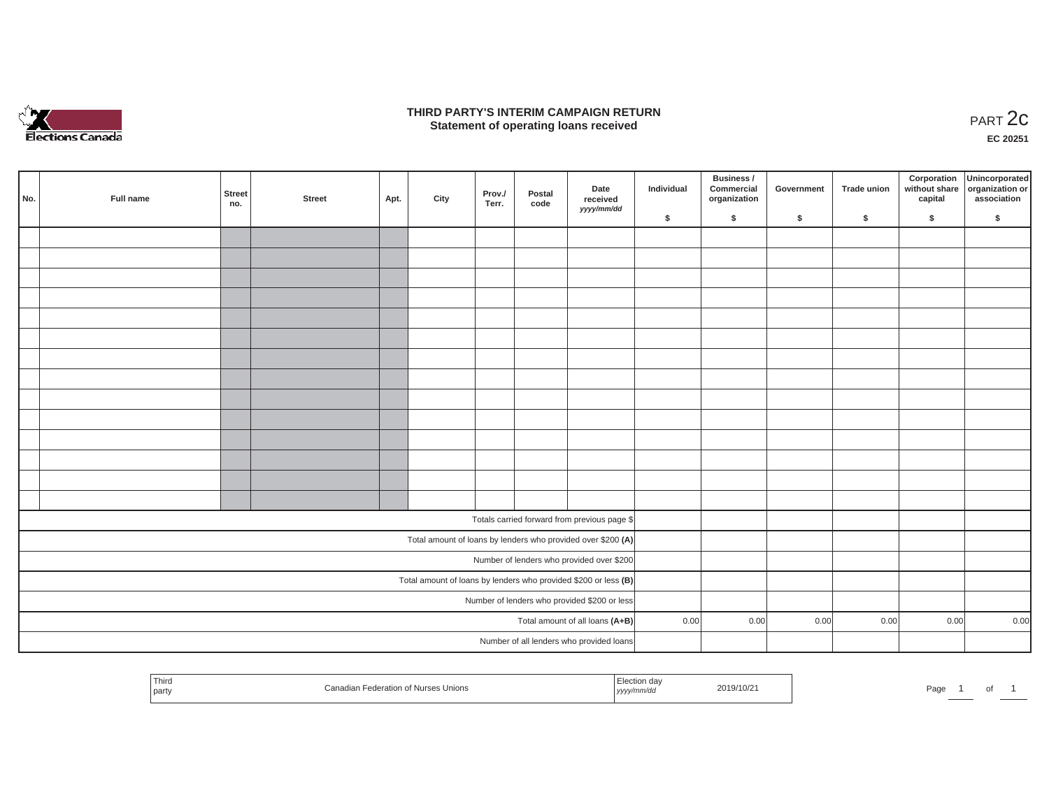# THIRD PARTY'S INTERIM CAMPAIGN RETURN
## Statement of operating loans received

PART 2c

EC 20251

| No. | Full name | Street no. | Street | Apt. | City | Prov./ Terr. | Postal code | Date received yyyy/mm/dd | Individual $ | Business / Commercial organization $ | Government $ | Trade union $ | Corporation without share capital $ | Unincorporated organization or association $ |
|---|---|---|---|---|---|---|---|---|---|---|---|---|---|---|
| | | | | | | | | | | | | | | |
| | | | | | | | | | | | | | | |
| | | | | | | | | | | | | | | |
| | | | | | | | | | | | | | | |
| | | | | | | | | | | | | | | |
| | | | | | | | | | | | | | | |
| | | | | | | | | | | | | | | |
| | | | | | | | | | | | | | | |
| | | | | | | | | | | | | | | |
| | | | | | | | | | | | | | | |
| | | | | | | | | | | | | | | |
| | | | | | | | | | | | | | | |
| | | | | | | | | | | | | | | |
| | | | | | | | | | | | | | | |
| Totals carried forward from previous page $ | | | | | | | | | | | | | | |
| Total amount of loans by lenders who provided over $200 **(A)** | | | | | | | | | | | | | | |
| Number of lenders who provided over $200 | | | | | | | | | | | | | | |
| Total amount of loans by lenders who provided $200 or less **(B)** | | | | | | | | | | | | | | |
| Number of lenders who provided $200 or less | | | | | | | | | | | | | | |
| Total amount of all loans **(A+B)** | | | | | | | | | 0.00 | 0.00 | 0.00 | 0.00 | 0.00 | 0.00 |
| Number of all lenders who provided loans | | | | | | | | | | | | | | |

| Third party | Canadian Federation of Nurses Unions | Election day yyyy/mm/dd | 2019/10/21 |
|---|---|---|---|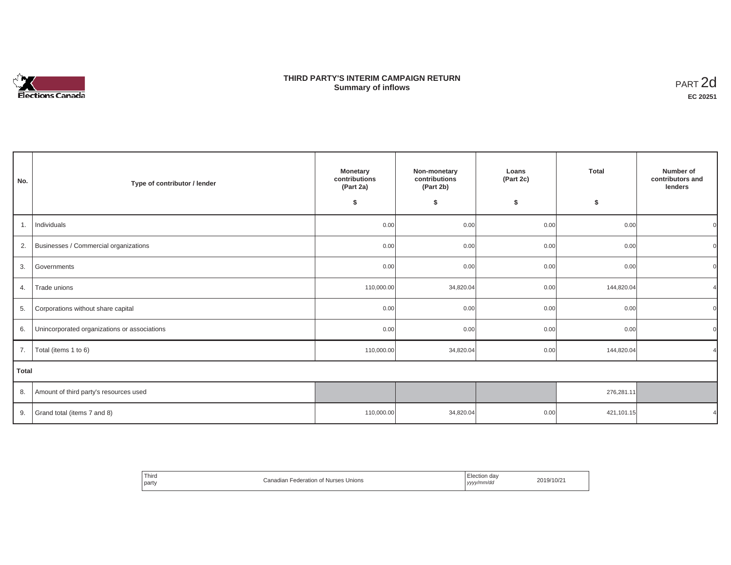# THIRD PARTY'S INTERIM CAMPAIGN RETURN
## Summary of inflows

PART 2d

**EC 20251**

| No. | Type of contributor / lender | Monetary contributions (Part 2a) $ | Non-monetary contributions (Part 2b) $ | Loans (Part 2c) $ | Total $ | Number of contributors and lenders |
|---|---|---|---|---|---|---|
| 1. | Individuals | 0.00 | 0.00 | 0.00 | 0.00 | 0 |
| 2. | Businesses / Commercial organizations | 0.00 | 0.00 | 0.00 | 0.00 | 0 |
| 3. | Governments | 0.00 | 0.00 | 0.00 | 0.00 | 0 |
| 4. | Trade unions | 110,000.00 | 34,820.04 | 0.00 | 144,820.04 | 4 |
| 5. | Corporations without share capital | 0.00 | 0.00 | 0.00 | 0.00 | 0 |
| 6. | Unincorporated organizations or associations | 0.00 | 0.00 | 0.00 | 0.00 | 0 |
| 7. | Total (items 1 to 6) | 110,000.00 | 34,820.04 | 0.00 | 144,820.04 | 4 |
| **Total** | | | | | | |
| 8. | Amount of third party's resources used | | | | 276,281.11 | |
| 9. | Grand total (items 7 and 8) | 110,000.00 | 34,820.04 | 0.00 | 421,101.15 | 4 |

| Third party | Canadian Federation of Nurses Unions | Election day *yyyy/mm/dd* | 2019/10/21 |
|---|---|---|---|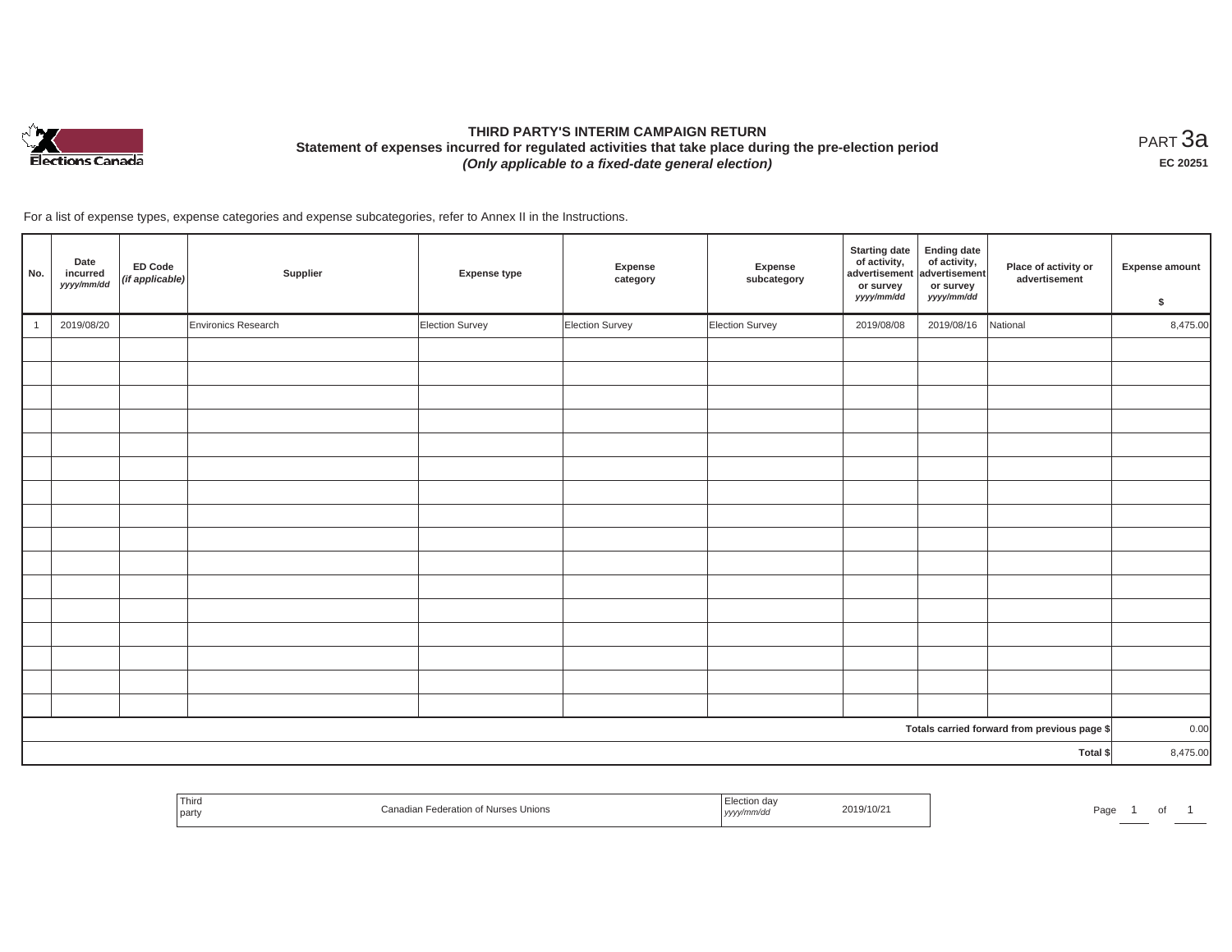# THIRD PARTY'S INTERIM CAMPAIGN RETURN

**Statement of expenses incurred for regulated activities that take place during the pre-election period**

***(Only applicable to a fixed-date general election)***

PART 3a

**EC 20251**

For a list of expense types, expense categories and expense subcategories, refer to Annex II in the Instructions.

| No. | Date incurred *yyyy/mm/dd* | ED Code *(if applicable)* | Supplier | Expense type | Expense category | Expense subcategory | Starting date of activity, advertisement or survey *yyyy/mm/dd* | Ending date of activity, advertisement or survey *yyyy/mm/dd* | Place of activity or advertisement | Expense amount $ |
|---|---|---|---|---|---|---|---|---|---|---|
| 1 | 2019/08/20 | | Environics Research | Election Survey | Election Survey | Election Survey | 2019/08/08 | 2019/08/16 | National | 8,475.00 |
| | | | | | | | | | | |
| | | | | | | | | | | |
| | | | | | | | | | | |
| | | | | | | | | | | |
| | | | | | | | | | | |
| | | | | | | | | | | |
| | | | | | | | | | | |
| | | | | | | | | | | |
| | | | | | | | | | | |
| | | | | | | | | | | |
| | | | | | | | | | | |
| | | | | | | | | | | |
| | | | | | | | | | | |
| | | | | | | | | | | |
| | | | | | | | | | | |
| | | | | | | | | | | |
| | | | | | | | | | Totals carried forward from previous page $ | 0.00 |
| | | | | | | | | | Total $ | 8,475.00 |

| Third party | Canadian Federation of Nurses Unions | Election day *yyyy/mm/dd* | 2019/10/21 |
|---|---|---|---|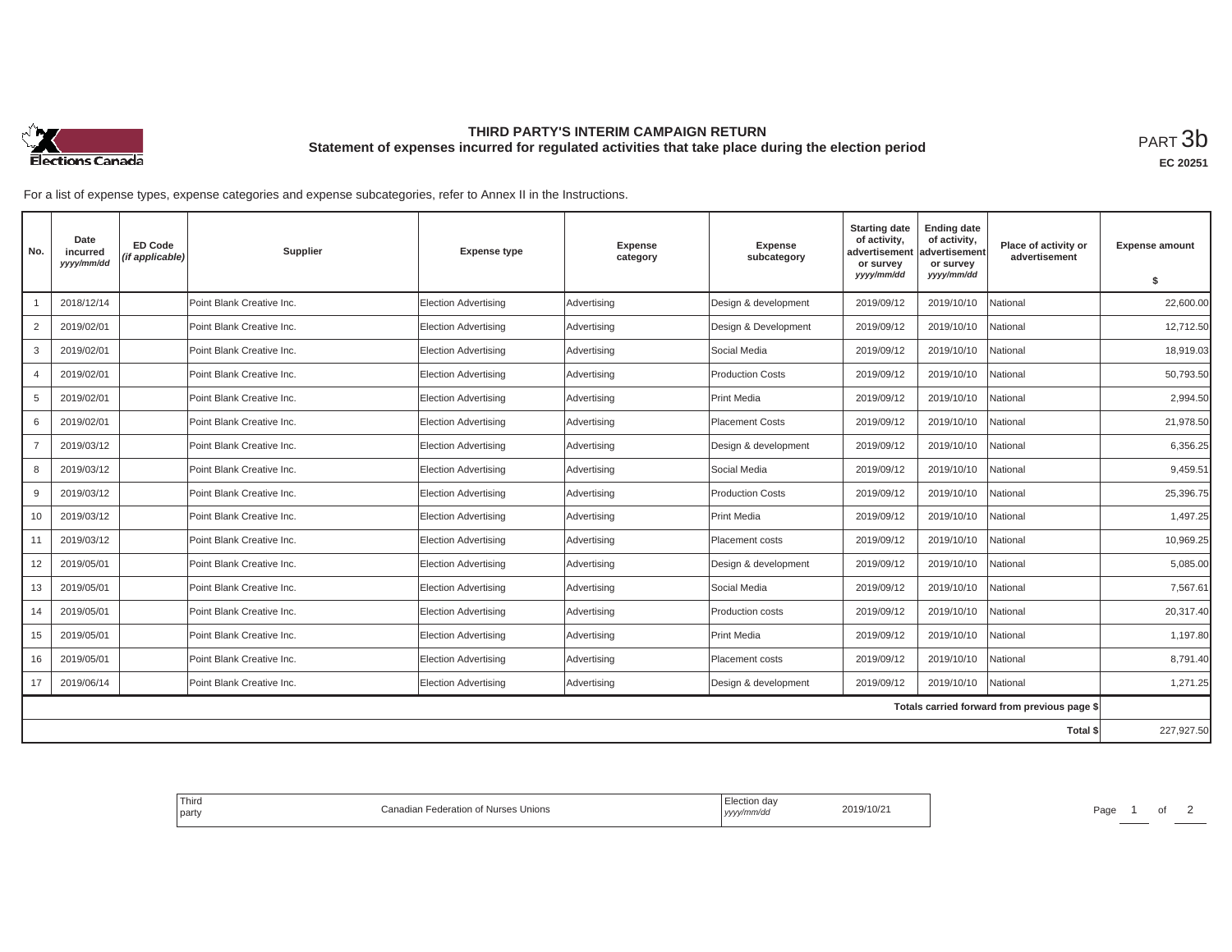# THIRD PARTY'S INTERIM CAMPAIGN RETURN

## Statement of expenses incurred for regulated activities that take place during the election period

PART 3b

**EC 20251**

For a list of expense types, expense categories and expense subcategories, refer to Annex II in the Instructions.

| No. | Date incurred *yyyy/mm/dd* | ED Code *(if applicable)* | Supplier | Expense type | Expense category | Expense subcategory | Starting date of activity, advertisement or survey *yyyy/mm/dd* | Ending date of activity, advertisement or survey *yyyy/mm/dd* | Place of activity or advertisement | Expense amount $ |
|---|---|---|---|---|---|---|---|---|---|---|
| 1 | 2018/12/14 | | Point Blank Creative Inc. | Election Advertising | Advertising | Design & development | 2019/09/12 | 2019/10/10 | National | 22,600.00 |
| 2 | 2019/02/01 | | Point Blank Creative Inc. | Election Advertising | Advertising | Design & Development | 2019/09/12 | 2019/10/10 | National | 12,712.50 |
| 3 | 2019/02/01 | | Point Blank Creative Inc. | Election Advertising | Advertising | Social Media | 2019/09/12 | 2019/10/10 | National | 18,919.03 |
| 4 | 2019/02/01 | | Point Blank Creative Inc. | Election Advertising | Advertising | Production Costs | 2019/09/12 | 2019/10/10 | National | 50,793.50 |
| 5 | 2019/02/01 | | Point Blank Creative Inc. | Election Advertising | Advertising | Print Media | 2019/09/12 | 2019/10/10 | National | 2,994.50 |
| 6 | 2019/02/01 | | Point Blank Creative Inc. | Election Advertising | Advertising | Placement Costs | 2019/09/12 | 2019/10/10 | National | 21,978.50 |
| 7 | 2019/03/12 | | Point Blank Creative Inc. | Election Advertising | Advertising | Design & development | 2019/09/12 | 2019/10/10 | National | 6,356.25 |
| 8 | 2019/03/12 | | Point Blank Creative Inc. | Election Advertising | Advertising | Social Media | 2019/09/12 | 2019/10/10 | National | 9,459.51 |
| 9 | 2019/03/12 | | Point Blank Creative Inc. | Election Advertising | Advertising | Production Costs | 2019/09/12 | 2019/10/10 | National | 25,396.75 |
| 10 | 2019/03/12 | | Point Blank Creative Inc. | Election Advertising | Advertising | Print Media | 2019/09/12 | 2019/10/10 | National | 1,497.25 |
| 11 | 2019/03/12 | | Point Blank Creative Inc. | Election Advertising | Advertising | Placement costs | 2019/09/12 | 2019/10/10 | National | 10,969.25 |
| 12 | 2019/05/01 | | Point Blank Creative Inc. | Election Advertising | Advertising | Design & development | 2019/09/12 | 2019/10/10 | National | 5,085.00 |
| 13 | 2019/05/01 | | Point Blank Creative Inc. | Election Advertising | Advertising | Social Media | 2019/09/12 | 2019/10/10 | National | 7,567.61 |
| 14 | 2019/05/01 | | Point Blank Creative Inc. | Election Advertising | Advertising | Production costs | 2019/09/12 | 2019/10/10 | National | 20,317.40 |
| 15 | 2019/05/01 | | Point Blank Creative Inc. | Election Advertising | Advertising | Print Media | 2019/09/12 | 2019/10/10 | National | 1,197.80 |
| 16 | 2019/05/01 | | Point Blank Creative Inc. | Election Advertising | Advertising | Placement costs | 2019/09/12 | 2019/10/10 | National | 8,791.40 |
| 17 | 2019/06/14 | | Point Blank Creative Inc. | Election Advertising | Advertising | Design & development | 2019/09/12 | 2019/10/10 | National | 1,271.25 |
| | | | | | | | | | Totals carried forward from previous page $ | |
| | | | | | | | | | Total $ | 227,927.50 |

| Third party | Canadian Federation of Nurses Unions | Election day *yyyy/mm/dd* | 2019/10/21 |
|---|---|---|---|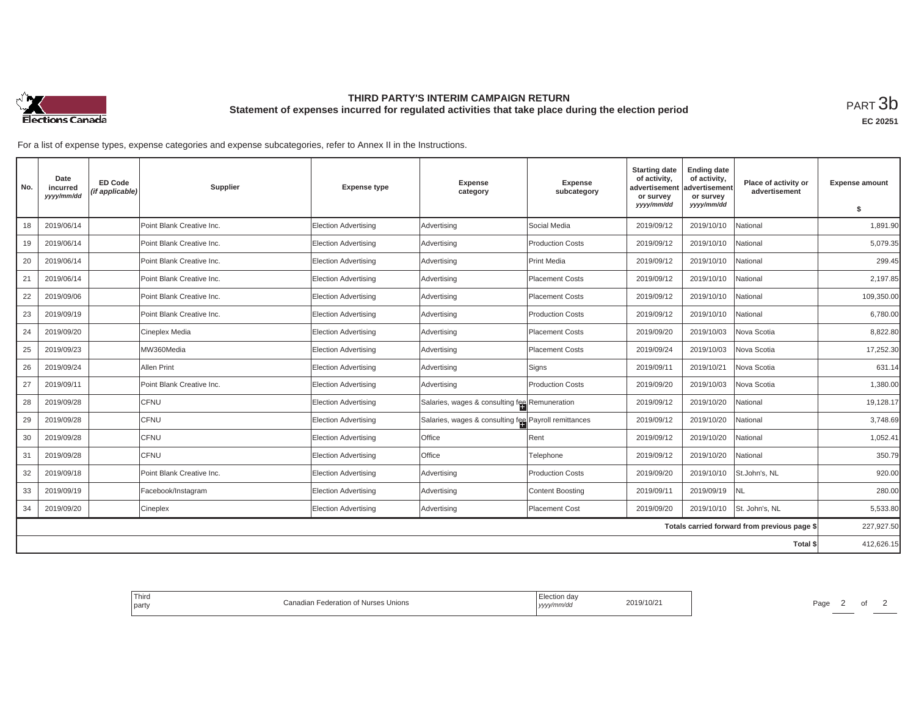# THIRD PARTY'S INTERIM CAMPAIGN RETURN

## Statement of expenses incurred for regulated activities that take place during the election period

PART 3b

EC 20251

For a list of expense types, expense categories and expense subcategories, refer to Annex II in the Instructions.

| No. | Date incurred yyyy/mm/dd | ED Code (if applicable) | Supplier | Expense type | Expense category | Expense subcategory | Starting date of activity, advertisement or survey yyyy/mm/dd | Ending date of activity, advertisement or survey yyyy/mm/dd | Place of activity or advertisement | Expense amount $ |
|---|---|---|---|---|---|---|---|---|---|---|
| 18 | 2019/06/14 | | Point Blank Creative Inc. | Election Advertising | Advertising | Social Media | 2019/09/12 | 2019/10/10 | National | 1,891.90 |
| 19 | 2019/06/14 | | Point Blank Creative Inc. | Election Advertising | Advertising | Production Costs | 2019/09/12 | 2019/10/10 | National | 5,079.35 |
| 20 | 2019/06/14 | | Point Blank Creative Inc. | Election Advertising | Advertising | Print Media | 2019/09/12 | 2019/10/10 | National | 299.45 |
| 21 | 2019/06/14 | | Point Blank Creative Inc. | Election Advertising | Advertising | Placement Costs | 2019/09/12 | 2019/10/10 | National | 2,197.85 |
| 22 | 2019/09/06 | | Point Blank Creative Inc. | Election Advertising | Advertising | Placement Costs | 2019/09/12 | 2019/10/10 | National | 109,350.00 |
| 23 | 2019/09/19 | | Point Blank Creative Inc. | Election Advertising | Advertising | Production Costs | 2019/09/12 | 2019/10/10 | National | 6,780.00 |
| 24 | 2019/09/20 | | Cineplex Media | Election Advertising | Advertising | Placement Costs | 2019/09/20 | 2019/10/03 | Nova Scotia | 8,822.80 |
| 25 | 2019/09/23 | | MW360Media | Election Advertising | Advertising | Placement Costs | 2019/09/24 | 2019/10/03 | Nova Scotia | 17,252.30 |
| 26 | 2019/09/24 | | Allen Print | Election Advertising | Advertising | Signs | 2019/09/11 | 2019/10/21 | Nova Scotia | 631.14 |
| 27 | 2019/09/11 | | Point Blank Creative Inc. | Election Advertising | Advertising | Production Costs | 2019/09/20 | 2019/10/03 | Nova Scotia | 1,380.00 |
| 28 | 2019/09/28 | | CFNU | Election Advertising | Salaries, wages & consulting fee | Remuneration | 2019/09/12 | 2019/10/20 | National | 19,128.17 |
| 29 | 2019/09/28 | | CFNU | Election Advertising | Salaries, wages & consulting fee | Payroll remittances | 2019/09/12 | 2019/10/20 | National | 3,748.69 |
| 30 | 2019/09/28 | | CFNU | Election Advertising | Office | Rent | 2019/09/12 | 2019/10/20 | National | 1,052.41 |
| 31 | 2019/09/28 | | CFNU | Election Advertising | Office | Telephone | 2019/09/12 | 2019/10/20 | National | 350.79 |
| 32 | 2019/09/18 | | Point Blank Creative Inc. | Election Advertising | Advertising | Production Costs | 2019/09/20 | 2019/10/10 | St.John's, NL | 920.00 |
| 33 | 2019/09/19 | | Facebook/Instagram | Election Advertising | Advertising | Content Boosting | 2019/09/11 | 2019/09/19 | NL | 280.00 |
| 34 | 2019/09/20 | | Cineplex | Election Advertising | Advertising | Placement Cost | 2019/09/20 | 2019/10/10 | St. John's, NL | 5,533.80 |
| | | | | | | | | | Totals carried forward from previous page $ | 227,927.50 |
| | | | | | | | | | Total $ | 412,626.15 |

| Third party | Canadian Federation of Nurses Unions | Election day yyyy/mm/dd | 2019/10/21 |
|---|---|---|---|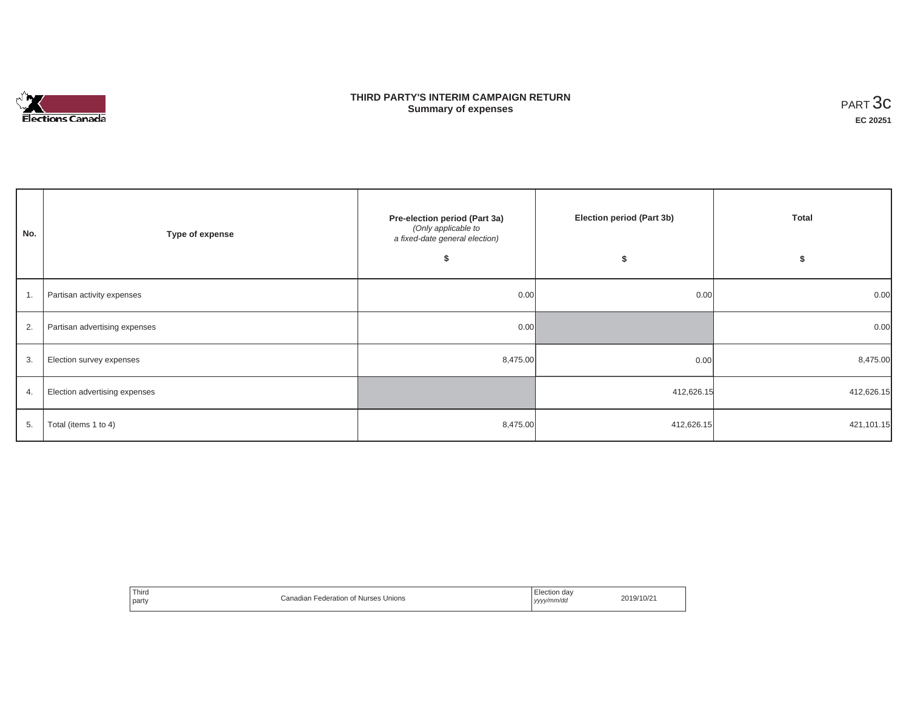# THIRD PARTY'S INTERIM CAMPAIGN RETURN
## Summary of expenses

PART 3c

**EC 20251**

| No. | Type of expense | Pre-election period (Part 3a) *(Only applicable to a fixed-date general election)* $ | Election period (Part 3b) $ | Total $ |
|---|---|---|---|---|
| 1. | Partisan activity expenses | 0.00 | 0.00 | 0.00 |
| 2. | Partisan advertising expenses | 0.00 | | 0.00 |
| 3. | Election survey expenses | 8,475.00 | 0.00 | 8,475.00 |
| 4. | Election advertising expenses | | 412,626.15 | 412,626.15 |
| 5. | Total (items 1 to 4) | 8,475.00 | 412,626.15 | 421,101.15 |

| Third party | Canadian Federation of Nurses Unions | Election day *yyyy/mm/dd* | 2019/10/21 |
|---|---|---|---|